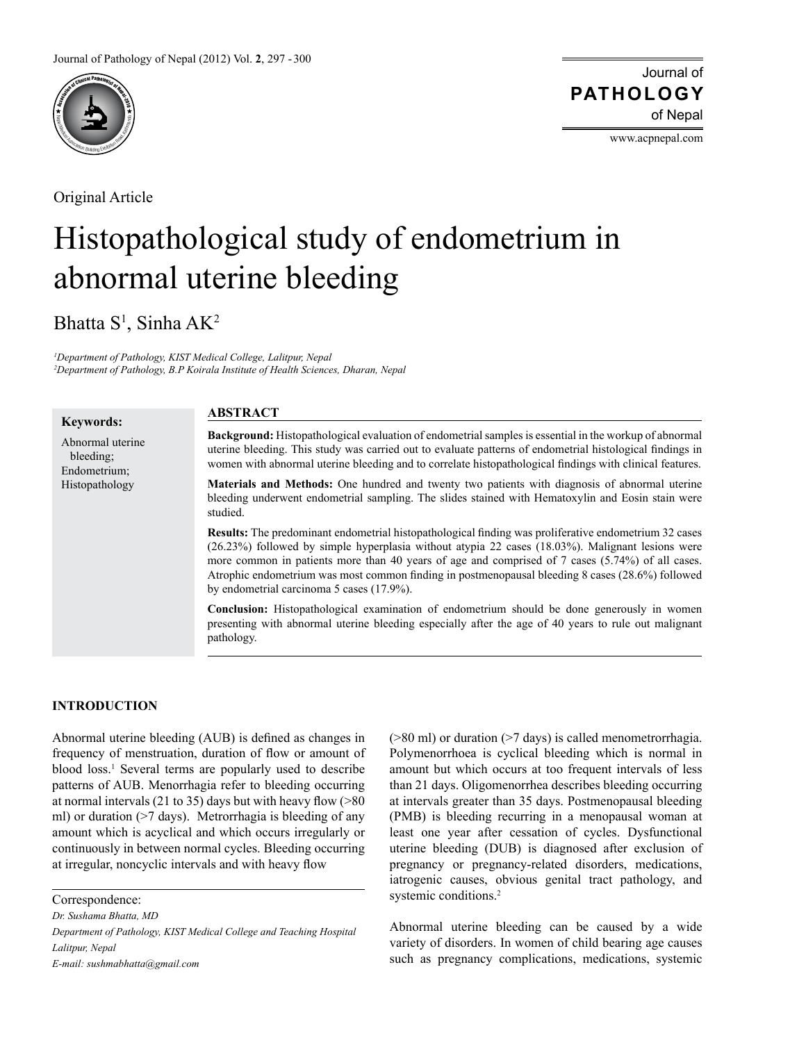Original Article

# Histopathological study of endometrium in abnormal uterine bleeding

Bhatta S[1], Sinha AK[2]

*[1]Department of Pathology, KIST Medical College, Lalitpur, Nepal*
*[2]Department of Pathology, B.P Koirala Institute of Health Sciences, Dharan, Nepal*

**Keywords:**

Abnormal uterine bleeding;
Endometrium;
Histopathology

## ABSTRACT

**Background:** Histopathological evaluation of endometrial samples is essential in the workup of abnormal uterine bleeding. This study was carried out to evaluate patterns of endometrial histological findings in women with abnormal uterine bleeding and to correlate histopathological findings with clinical features.

**Materials and Methods:** One hundred and twenty two patients with diagnosis of abnormal uterine bleeding underwent endometrial sampling. The slides stained with Hematoxylin and Eosin stain were studied.

**Results:** The predominant endometrial histopathological finding was proliferative endometrium 32 cases (26.23%) followed by simple hyperplasia without atypia 22 cases (18.03%). Malignant lesions were more common in patients more than 40 years of age and comprised of 7 cases (5.74%) of all cases. Atrophic endometrium was most common finding in postmenopausal bleeding 8 cases (28.6%) followed by endometrial carcinoma 5 cases (17.9%).

**Conclusion:** Histopathological examination of endometrium should be done generously in women presenting with abnormal uterine bleeding especially after the age of 40 years to rule out malignant pathology.

## INTRODUCTION

Abnormal uterine bleeding (AUB) is defined as changes in frequency of menstruation, duration of flow or amount of blood loss.[1] Several terms are popularly used to describe patterns of AUB. Menorrhagia refer to bleeding occurring at normal intervals (21 to 35) days but with heavy flow (>80 ml) or duration (>7 days). Metrorrhagia is bleeding of any amount which is acyclical and which occurs irregularly or continuously in between normal cycles. Bleeding occurring at irregular, noncyclic intervals and with heavy flow (>80 ml) or duration (>7 days) is called menometrorrhagia. Polymenorrhoea is cyclical bleeding which is normal in amount but which occurs at too frequent intervals of less than 21 days. Oligomenorrhea describes bleeding occurring at intervals greater than 35 days. Postmenopausal bleeding (PMB) is bleeding recurring in a menopausal woman at least one year after cessation of cycles. Dysfunctional uterine bleeding (DUB) is diagnosed after exclusion of pregnancy or pregnancy-related disorders, medications, iatrogenic causes, obvious genital tract pathology, and systemic conditions.[2]

Abnormal uterine bleeding can be caused by a wide variety of disorders. In women of child bearing age causes such as pregnancy complications, medications, systemic

Correspondence:
*Dr. Sushama Bhatta, MD*
*Department of Pathology, KIST Medical College and Teaching Hospital*
*Lalitpur, Nepal*
*E-mail: sushmabhatta@gmail.com*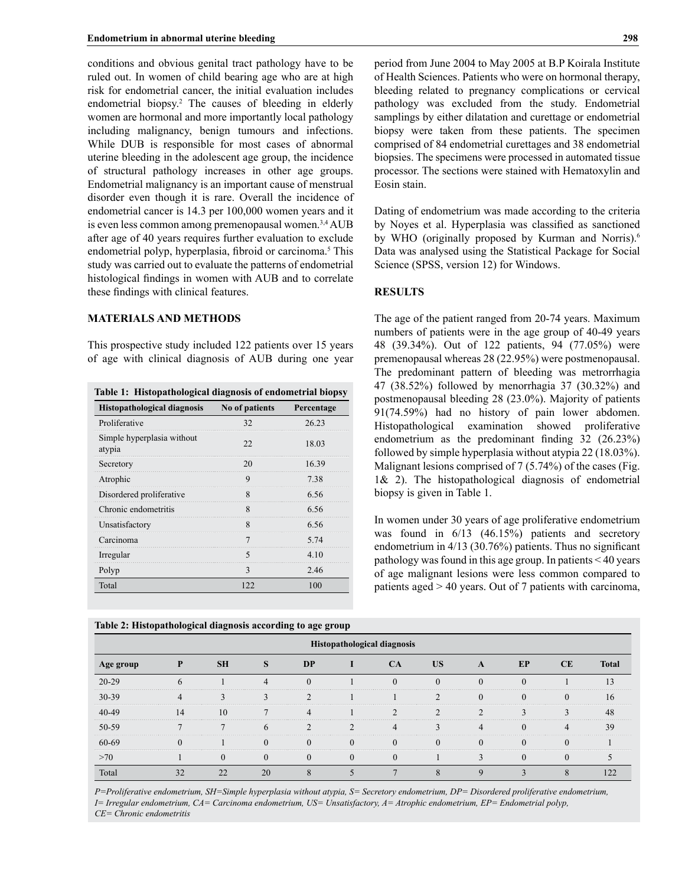conditions and obvious genital tract pathology have to be ruled out. In women of child bearing age who are at high risk for endometrial cancer, the initial evaluation includes endometrial biopsy.[2] The causes of bleeding in elderly women are hormonal and more importantly local pathology including malignancy, benign tumours and infections. While DUB is responsible for most cases of abnormal uterine bleeding in the adolescent age group, the incidence of structural pathology increases in other age groups. Endometrial malignancy is an important cause of menstrual disorder even though it is rare. Overall the incidence of endometrial cancer is 14.3 per 100,000 women years and it is even less common among premenopausal women.[3,4] AUB after age of 40 years requires further evaluation to exclude endometrial polyp, hyperplasia, fibroid or carcinoma.[5] This study was carried out to evaluate the patterns of endometrial histological findings in women with AUB and to correlate these findings with clinical features.

## MATERIALS AND METHODS

This prospective study included 122 patients over 15 years of age with clinical diagnosis of AUB during one year period from June 2004 to May 2005 at B.P Koirala Institute of Health Sciences. Patients who were on hormonal therapy, bleeding related to pregnancy complications or cervical pathology was excluded from the study. Endometrial samplings by either dilatation and curettage or endometrial biopsy were taken from these patients. The specimen comprised of 84 endometrial curettages and 38 endometrial biopsies. The specimens were processed in automated tissue processor. The sections were stained with Hematoxylin and Eosin stain.

Dating of endometrium was made according to the criteria by Noyes et al. Hyperplasia was classified as sanctioned by WHO (originally proposed by Kurman and Norris).[6] Data was analysed using the Statistical Package for Social Science (SPSS, version 12) for Windows.

**Table 1: Histopathological diagnosis of endometrial biopsy**

| Histopathological diagnosis | No of patients | Percentage |
|---|---|---|
| Proliferative | 32 | 26.23 |
| Simple hyperplasia without atypia | 22 | 18.03 |
| Secretory | 20 | 16.39 |
| Atrophic | 9 | 7.38 |
| Disordered proliferative | 8 | 6.56 |
| Chronic endometritis | 8 | 6.56 |
| Unsatisfactory | 8 | 6.56 |
| Carcinoma | 7 | 5.74 |
| Irregular | 5 | 4.10 |
| Polyp | 3 | 2.46 |
| Total | 122 | 100 |

## RESULTS

The age of the patient ranged from 20-74 years. Maximum numbers of patients were in the age group of 40-49 years 48 (39.34%). Out of 122 patients, 94 (77.05%) were premenopausal whereas 28 (22.95%) were postmenopausal. The predominant pattern of bleeding was metrorrhagia 47 (38.52%) followed by menorrhagia 37 (30.32%) and postmenopausal bleeding 28 (23.0%). Majority of patients 91(74.59%) had no history of pain lower abdomen. Histopathological examination showed proliferative endometrium as the predominant finding 32 (26.23%) followed by simple hyperplasia without atypia 22 (18.03%). Malignant lesions comprised of 7 (5.74%) of the cases (Fig. 1& 2). The histopathological diagnosis of endometrial biopsy is given in Table 1.

In women under 30 years of age proliferative endometrium was found in 6/13 (46.15%) patients and secretory endometrium in 4/13 (30.76%) patients. Thus no significant pathology was found in this age group. In patients < 40 years of age malignant lesions were less common compared to patients aged > 40 years. Out of 7 patients with carcinoma,

**Table 2: Histopathological diagnosis according to age group**

| | Histopathological diagnosis | | | | | | | | | | |
|---|---|---|---|---|---|---|---|---|---|---|---|
| Age group | P | SH | S | DP | I | CA | US | A | EP | CE | Total |
| 20-29 | 6 | 1 | 4 | 0 | 1 | 0 | 0 | 0 | 0 | 1 | 13 |
| 30-39 | 4 | 3 | 3 | 2 | 1 | 1 | 2 | 0 | 0 | 0 | 16 |
| 40-49 | 14 | 10 | 7 | 4 | 1 | 2 | 2 | 2 | 3 | 3 | 48 |
| 50-59 | 7 | 7 | 6 | 2 | 2 | 4 | 3 | 4 | 0 | 4 | 39 |
| 60-69 | 0 | 1 | 0 | 0 | 0 | 0 | 0 | 0 | 0 | 0 | 1 |
| >70 | 1 | 0 | 0 | 0 | 0 | 0 | 1 | 3 | 0 | 0 | 5 |
| Total | 32 | 22 | 20 | 8 | 5 | 7 | 8 | 9 | 3 | 8 | 122 |

*P=Proliferative endometrium, SH=Simple hyperplasia without atypia, S= Secretory endometrium, DP= Disordered proliferative endometrium, I= Irregular endometrium, CA= Carcinoma endometrium, US= Unsatisfactory, A= Atrophic endometrium, EP= Endometrial polyp, CE= Chronic endometritis*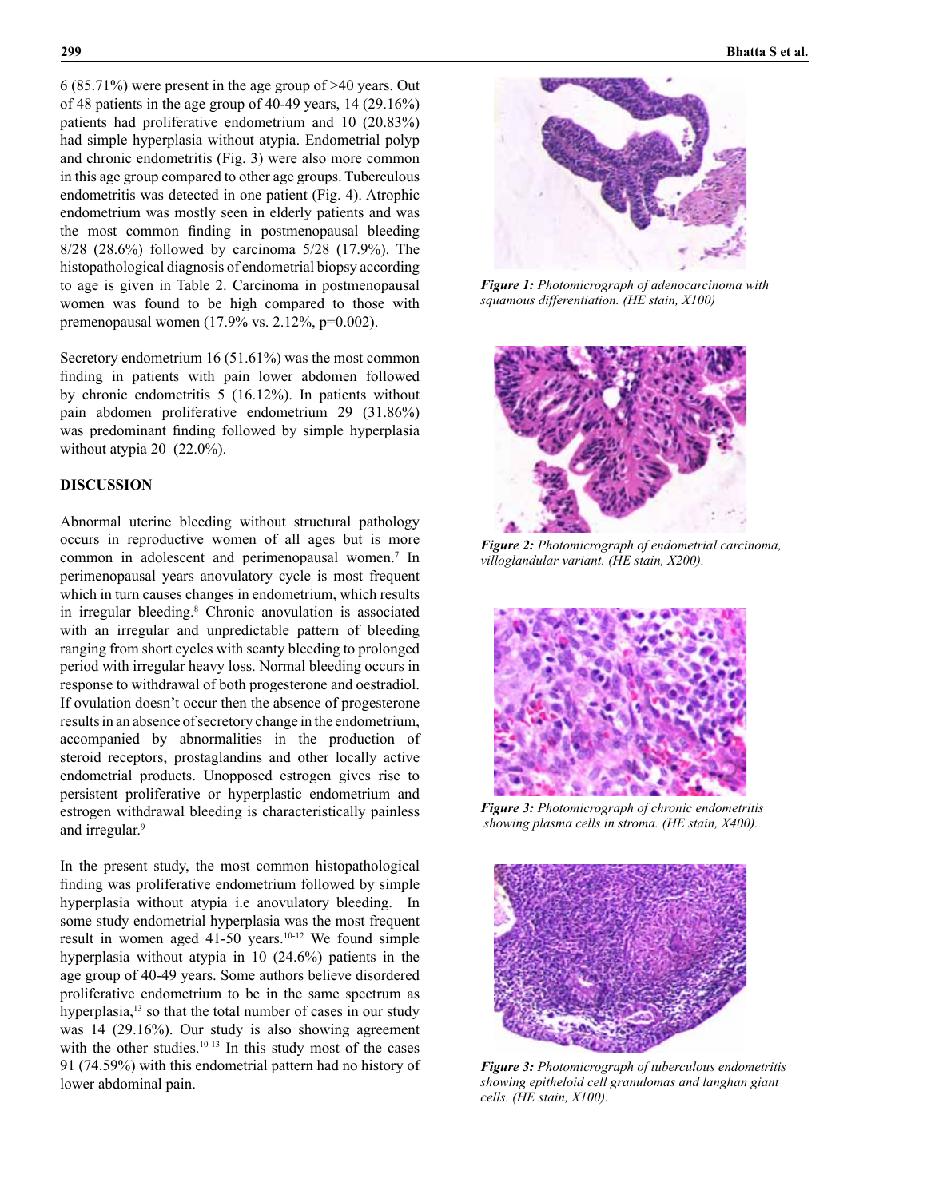6 (85.71%) were present in the age group of >40 years. Out of 48 patients in the age group of 40-49 years, 14 (29.16%) patients had proliferative endometrium and 10 (20.83%) had simple hyperplasia without atypia. Endometrial polyp and chronic endometritis (Fig. 3) were also more common in this age group compared to other age groups. Tuberculous endometritis was detected in one patient (Fig. 4). Atrophic endometrium was mostly seen in elderly patients and was the most common finding in postmenopausal bleeding 8/28 (28.6%) followed by carcinoma 5/28 (17.9%). The histopathological diagnosis of endometrial biopsy according to age is given in Table 2. Carcinoma in postmenopausal women was found to be high compared to those with premenopausal women (17.9% vs. 2.12%, p=0.002).

Secretory endometrium 16 (51.61%) was the most common finding in patients with pain lower abdomen followed by chronic endometritis 5 (16.12%). In patients without pain abdomen proliferative endometrium 29 (31.86%) was predominant finding followed by simple hyperplasia without atypia 20 (22.0%).

## DISCUSSION

Abnormal uterine bleeding without structural pathology occurs in reproductive women of all ages but is more common in adolescent and perimenopausal women.[7] In perimenopausal years anovulatory cycle is most frequent which in turn causes changes in endometrium, which results in irregular bleeding.[8] Chronic anovulation is associated with an irregular and unpredictable pattern of bleeding ranging from short cycles with scanty bleeding to prolonged period with irregular heavy loss. Normal bleeding occurs in response to withdrawal of both progesterone and oestradiol. If ovulation doesn't occur then the absence of progesterone results in an absence of secretory change in the endometrium, accompanied by abnormalities in the production of steroid receptors, prostaglandins and other locally active endometrial products. Unopposed estrogen gives rise to persistent proliferative or hyperplastic endometrium and estrogen withdrawal bleeding is characteristically painless and irregular.[9]

In the present study, the most common histopathological finding was proliferative endometrium followed by simple hyperplasia without atypia i.e anovulatory bleeding. In some study endometrial hyperplasia was the most frequent result in women aged 41-50 years.[10-12] We found simple hyperplasia without atypia in 10 (24.6%) patients in the age group of 40-49 years. Some authors believe disordered proliferative endometrium to be in the same spectrum as hyperplasia,[13] so that the total number of cases in our study was 14 (29.16%). Our study is also showing agreement with the other studies.[10-13] In this study most of the cases 91 (74.59%) with this endometrial pattern had no history of lower abdominal pain.

***Figure 1:*** *Photomicrograph of adenocarcinoma with squamous differentiation. (HE stain, X100)*

***Figure 2:*** *Photomicrograph of endometrial carcinoma, villoglandular variant. (HE stain, X200).*

***Figure 3:*** *Photomicrograph of chronic endometritis showing plasma cells in stroma. (HE stain, X400).*

***Figure 3:*** *Photomicrograph of tuberculous endometritis showing epitheloid cell granulomas and langhan giant cells. (HE stain, X100).*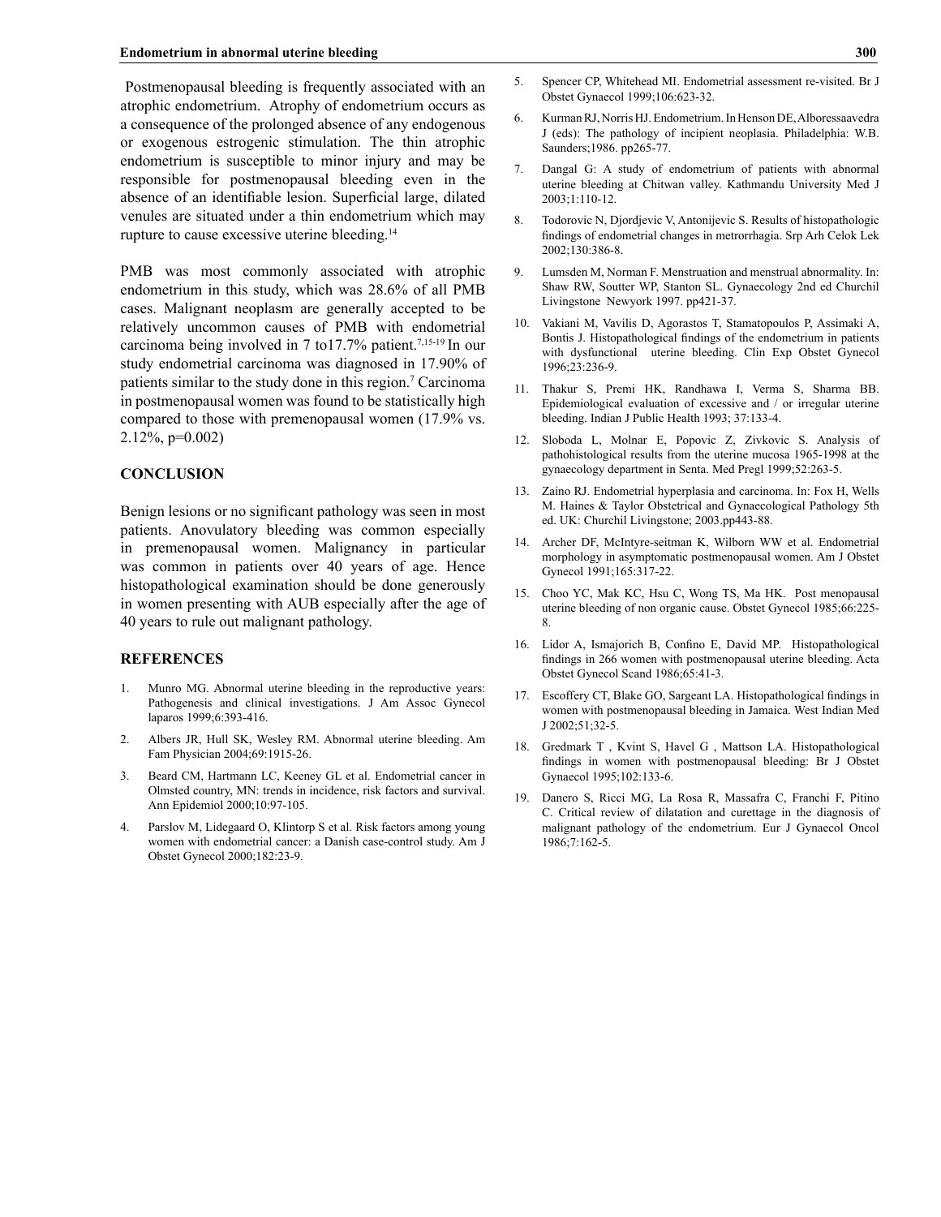Postmenopausal bleeding is frequently associated with an atrophic endometrium. Atrophy of endometrium occurs as a consequence of the prolonged absence of any endogenous or exogenous estrogenic stimulation. The thin atrophic endometrium is susceptible to minor injury and may be responsible for postmenopausal bleeding even in the absence of an identifiable lesion. Superficial large, dilated venules are situated under a thin endometrium which may rupture to cause excessive uterine bleeding.[14]

PMB was most commonly associated with atrophic endometrium in this study, which was 28.6% of all PMB cases. Malignant neoplasm are generally accepted to be relatively uncommon causes of PMB with endometrial carcinoma being involved in 7 to17.7% patient.[7,15-19] In our study endometrial carcinoma was diagnosed in 17.90% of patients similar to the study done in this region.[7] Carcinoma in postmenopausal women was found to be statistically high compared to those with premenopausal women (17.9% vs. 2.12%, p=0.002)

## CONCLUSION

Benign lesions or no significant pathology was seen in most patients. Anovulatory bleeding was common especially in premenopausal women. Malignancy in particular was common in patients over 40 years of age. Hence histopathological examination should be done generously in women presenting with AUB especially after the age of 40 years to rule out malignant pathology.

## REFERENCES

1. Munro MG. Abnormal uterine bleeding in the reproductive years: Pathogenesis and clinical investigations. J Am Assoc Gynecol laparos 1999;6:393-416.
2. Albers JR, Hull SK, Wesley RM. Abnormal uterine bleeding. Am Fam Physician 2004;69:1915-26.
3. Beard CM, Hartmann LC, Keeney GL et al. Endometrial cancer in Olmsted country, MN: trends in incidence, risk factors and survival. Ann Epidemiol 2000;10:97-105.
4. Parslov M, Lidegaard O, Klintorp S et al. Risk factors among young women with endometrial cancer: a Danish case-control study. Am J Obstet Gynecol 2000;182:23-9.
5. Spencer CP, Whitehead MI. Endometrial assessment re-visited. Br J Obstet Gynaecol 1999;106:623-32.
6. Kurman RJ, Norris HJ. Endometrium. In Henson DE, Alboressaavedra J (eds): The pathology of incipient neoplasia. Philadelphia: W.B. Saunders;1986. pp265-77.
7. Dangal G: A study of endometrium of patients with abnormal uterine bleeding at Chitwan valley. Kathmandu University Med J 2003;1:110-12.
8. Todorovic N, Djordjevic V, Antonijevic S. Results of histopathologic findings of endometrial changes in metrorrhagia. Srp Arh Celok Lek 2002;130:386-8.
9. Lumsden M, Norman F. Menstruation and menstrual abnormality. In: Shaw RW, Soutter WP, Stanton SL. Gynaecology 2nd ed Churchil Livingstone Newyork 1997. pp421-37.
10. Vakiani M, Vavilis D, Agorastos T, Stamatopoulos P, Assimaki A, Bontis J. Histopathological findings of the endometrium in patients with dysfunctional uterine bleeding. Clin Exp Obstet Gynecol 1996;23:236-9.
11. Thakur S, Premi HK, Randhawa I, Verma S, Sharma BB. Epidemiological evaluation of excessive and / or irregular uterine bleeding. Indian J Public Health 1993; 37:133-4.
12. Sloboda L, Molnar E, Popovic Z, Zivkovic S. Analysis of pathohistological results from the uterine mucosa 1965-1998 at the gynaecology department in Senta. Med Pregl 1999;52:263-5.
13. Zaino RJ. Endometrial hyperplasia and carcinoma. In: Fox H, Wells M. Haines & Taylor Obstetrical and Gynaecological Pathology 5th ed. UK: Churchil Livingstone; 2003.pp443-88.
14. Archer DF, McIntyre-seitman K, Wilborn WW et al. Endometrial morphology in asymptomatic postmenopausal women. Am J Obstet Gynecol 1991;165:317-22.
15. Choo YC, Mak KC, Hsu C, Wong TS, Ma HK. Post menopausal uterine bleeding of non organic cause. Obstet Gynecol 1985;66:225-8.
16. Lidor A, Ismajorich B, Confino E, David MP. Histopathological findings in 266 women with postmenopausal uterine bleeding. Acta Obstet Gynecol Scand 1986;65:41-3.
17. Escoffery CT, Blake GO, Sargeant LA. Histopathological findings in women with postmenopausal bleeding in Jamaica. West Indian Med J 2002;51;32-5.
18. Gredmark T , Kvint S, Havel G , Mattson LA. Histopathological findings in women with postmenopausal bleeding: Br J Obstet Gynaecol 1995;102:133-6.
19. Danero S, Ricci MG, La Rosa R, Massafra C, Franchi F, Pitino C. Critical review of dilatation and curettage in the diagnosis of malignant pathology of the endometrium. Eur J Gynaecol Oncol 1986;7:162-5.